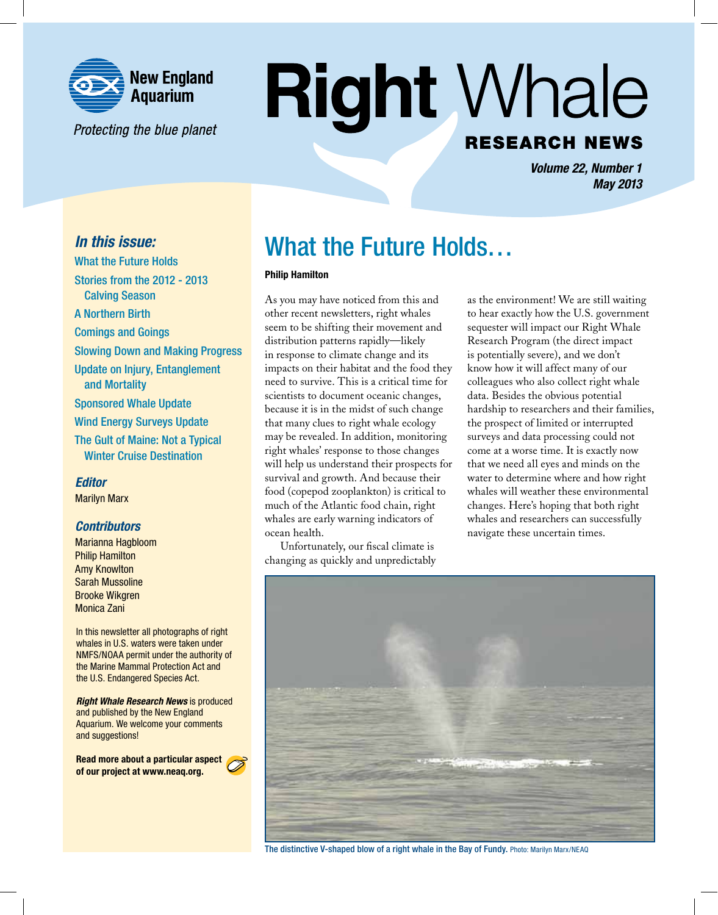New England Aquarium

*Protecting the blue planet*

# Right Whale

## RESEARCH NEWS

***Volume 22, Number 1***
***May 2013***

### *In this issue:*

- What the Future Holds
- Stories from the 2012 - 2013 Calving Season
- A Northern Birth
- Comings and Goings
- Slowing Down and Making Progress
- Update on Injury, Entanglement and Mortality
- Sponsored Whale Update
- Wind Energy Surveys Update
- The Gult of Maine: Not a Typical Winter Cruise Destination

### *Editor*

Marilyn Marx

### *Contributors*

Marianna Hagbloom
Philip Hamilton
Amy Knowlton
Sarah Mussoline
Brooke Wikgren
Monica Zani

In this newsletter all photographs of right whales in U.S. waters were taken under NMFS/NOAA permit under the authority of the Marine Mammal Protection Act and the U.S. Endangered Species Act.

***Right Whale Research News*** is produced and published by the New England Aquarium. We welcome your comments and suggestions!

**Read more about a particular aspect of our project at www.neaq.org.**

# What the Future Holds…

**Philip Hamilton**

As you may have noticed from this and other recent newsletters, right whales seem to be shifting their movement and distribution patterns rapidly—likely in response to climate change and its impacts on their habitat and the food they need to survive. This is a critical time for scientists to document oceanic changes, because it is in the midst of such change that many clues to right whale ecology may be revealed. In addition, monitoring right whales' response to those changes will help us understand their prospects for survival and growth. And because their food (copepod zooplankton) is critical to much of the Atlantic food chain, right whales are early warning indicators of ocean health.

Unfortunately, our fiscal climate is changing as quickly and unpredictably as the environment! We are still waiting to hear exactly how the U.S. government sequester will impact our Right Whale Research Program (the direct impact is potentially severe), and we don't know how it will affect many of our colleagues who also collect right whale data. Besides the obvious potential hardship to researchers and their families, the prospect of limited or interrupted surveys and data processing could not come at a worse time. It is exactly now that we need all eyes and minds on the water to determine where and how right whales will weather these environmental changes. Here's hoping that both right whales and researchers can successfully navigate these uncertain times.

The distinctive V-shaped blow of a right whale in the Bay of Fundy. Photo: Marilyn Marx/NEAQ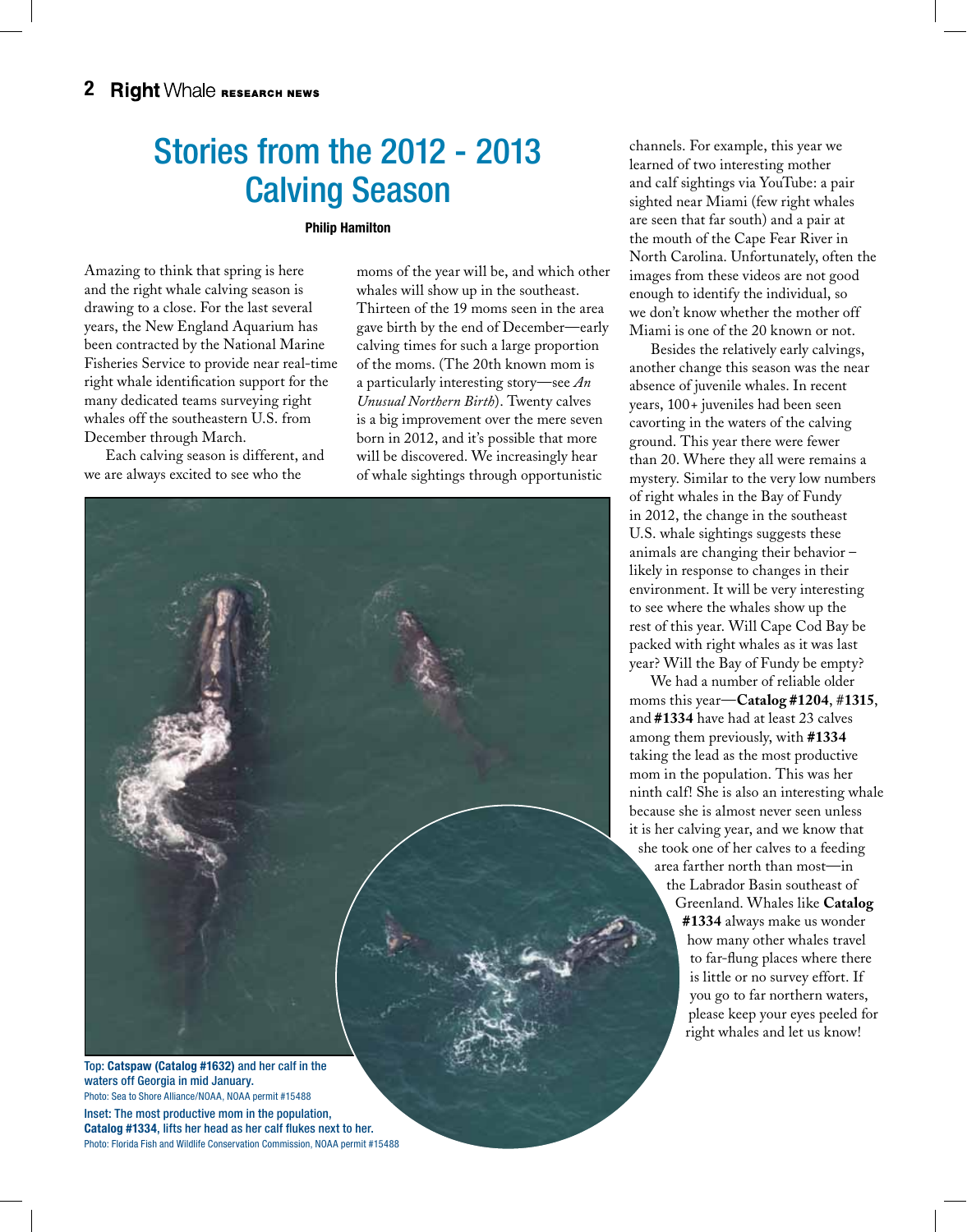# Stories from the 2012 - 2013 Calving Season

**Philip Hamilton**

Amazing to think that spring is here and the right whale calving season is drawing to a close. For the last several years, the New England Aquarium has been contracted by the National Marine Fisheries Service to provide near real-time right whale identification support for the many dedicated teams surveying right whales off the southeastern U.S. from December through March.

Each calving season is different, and we are always excited to see who the moms of the year will be, and which other whales will show up in the southeast. Thirteen of the 19 moms seen in the area gave birth by the end of December—early calving times for such a large proportion of the moms. (The 20th known mom is a particularly interesting story—see *An Unusual Northern Birth*). Twenty calves is a big improvement over the mere seven born in 2012, and it's possible that more will be discovered. We increasingly hear of whale sightings through opportunistic channels. For example, this year we learned of two interesting mother and calf sightings via YouTube: a pair sighted near Miami (few right whales are seen that far south) and a pair at the mouth of the Cape Fear River in North Carolina. Unfortunately, often the images from these videos are not good enough to identify the individual, so we don't know whether the mother off Miami is one of the 20 known or not.

Besides the relatively early calvings, another change this season was the near absence of juvenile whales. In recent years, 100+ juveniles had been seen cavorting in the waters of the calving ground. This year there were fewer than 20. Where they all were remains a mystery. Similar to the very low numbers of right whales in the Bay of Fundy in 2012, the change in the southeast U.S. whale sightings suggests these animals are changing their behavior – likely in response to changes in their environment. It will be very interesting to see where the whales show up the rest of this year. Will Cape Cod Bay be packed with right whales as it was last year? Will the Bay of Fundy be empty?

We had a number of reliable older moms this year—**Catalog #1204**, **#1315**, and **#1334** have had at least 23 calves among them previously, with **#1334** taking the lead as the most productive mom in the population. This was her ninth calf! She is also an interesting whale because she is almost never seen unless it is her calving year, and we know that she took one of her calves to a feeding area farther north than most—in the Labrador Basin southeast of Greenland. Whales like **Catalog #1334** always make us wonder how many other whales travel to far-flung places where there is little or no survey effort. If you go to far northern waters, please keep your eyes peeled for right whales and let us know!

**Top: Catspaw (Catalog #1632) and her calf in the waters off Georgia in mid January.**
Photo: Sea to Shore Alliance/NOAA, NOAA permit #15488

Inset: The most productive mom in the population, **Catalog #1334**, lifts her head as her calf flukes next to her.
Photo: Florida Fish and Wildlife Conservation Commission, NOAA permit #15488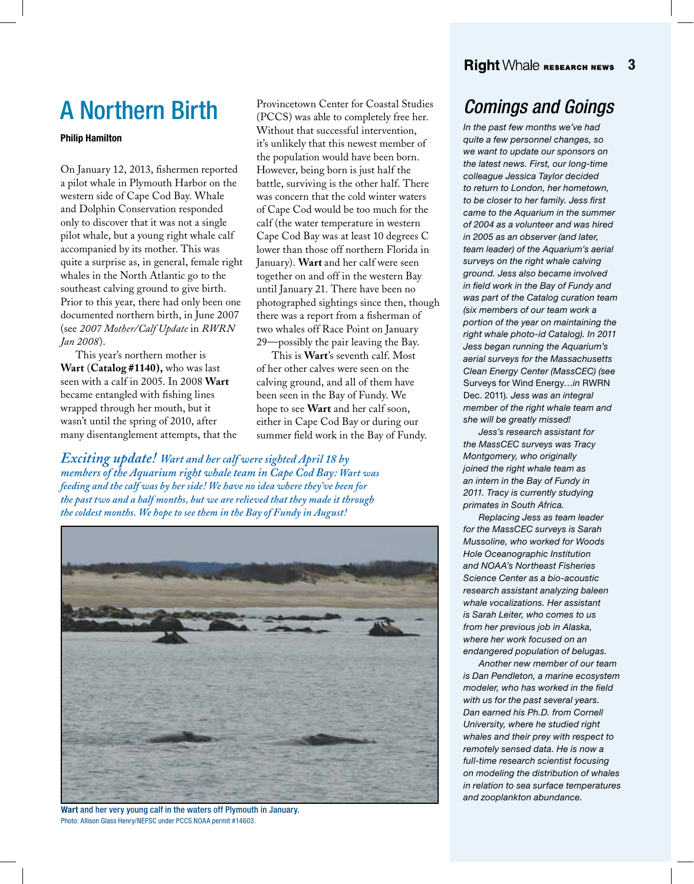# A Northern Birth

**Philip Hamilton**

On January 12, 2013, fishermen reported a pilot whale in Plymouth Harbor on the western side of Cape Cod Bay. Whale and Dolphin Conservation responded only to discover that it was not a single pilot whale, but a young right whale calf accompanied by its mother. This was quite a surprise as, in general, female right whales in the North Atlantic go to the southeast calving ground to give birth. Prior to this year, there had only been one documented northern birth, in June 2007 (see *2007 Mother/Calf Update* in *RWRN Jan 2008*).

This year's northern mother is **Wart** (**Catalog #1140),** who was last seen with a calf in 2005. In 2008 **Wart** became entangled with fishing lines wrapped through her mouth, but it wasn't until the spring of 2010, after many disentanglement attempts, that the Provincetown Center for Coastal Studies (PCCS) was able to completely free her. Without that successful intervention, it's unlikely that this newest member of the population would have been born. However, being born is just half the battle, surviving is the other half. There was concern that the cold winter waters of Cape Cod would be too much for the calf (the water temperature in western Cape Cod Bay was at least 10 degrees C lower than those off northern Florida in January). **Wart** and her calf were seen together on and off in the western Bay until January 21. There have been no photographed sightings since then, though there was a report from a fisherman of two whales off Race Point on January 29—possibly the pair leaving the Bay.

This is **Wart**'s seventh calf. Most of her other calves were seen on the calving ground, and all of them have been seen in the Bay of Fundy. We hope to see **Wart** and her calf soon, either in Cape Cod Bay or during our summer field work in the Bay of Fundy.

***Exciting update!** Wart and her calf were sighted April 18 by members of the Aquarium right whale team in Cape Cod Bay: Wart was feeding and the calf was by her side! We have no idea where they've been for the past two and a half months, but we are relieved that they made it through the coldest months. We hope to see them in the Bay of Fundy in August!*

**Wart** and her very young calf in the waters off Plymouth in January.
Photo: Allison Glass Henry/NEFSC under PCCS NOAA permit #14603.

## *Comings and Goings*

*In the past few months we've had quite a few personnel changes, so we want to update our sponsors on the latest news. First, our long-time colleague Jessica Taylor decided to return to London, her hometown, to be closer to her family. Jess first came to the Aquarium in the summer of 2004 as a volunteer and was hired in 2005 as an observer (and later, team leader) of the Aquarium's aerial surveys on the right whale calving ground. Jess also became involved in field work in the Bay of Fundy and was part of the Catalog curation team (six members of our team work a portion of the year on maintaining the right whale photo-id Catalog). In 2011 Jess began running the Aquarium's aerial surveys for the Massachusetts Clean Energy Center (MassCEC) (see* Surveys for Wind Energy…*in* RWRN Dec. 2011)*. Jess was an integral member of the right whale team and she will be greatly missed!*

*Jess's research assistant for the MassCEC surveys was Tracy Montgomery, who originally joined the right whale team as an intern in the Bay of Fundy in 2011. Tracy is currently studying primates in South Africa.*

*Replacing Jess as team leader for the MassCEC surveys is Sarah Mussoline, who worked for Woods Hole Oceanographic Institution and NOAA's Northeast Fisheries Science Center as a bio-acoustic research assistant analyzing baleen whale vocalizations. Her assistant is Sarah Leiter, who comes to us from her previous job in Alaska, where her work focused on an endangered population of belugas.*

*Another new member of our team is Dan Pendleton, a marine ecosystem modeler, who has worked in the field with us for the past several years. Dan earned his Ph.D. from Cornell University, where he studied right whales and their prey with respect to remotely sensed data. He is now a full-time research scientist focusing on modeling the distribution of whales in relation to sea surface temperatures and zooplankton abundance.*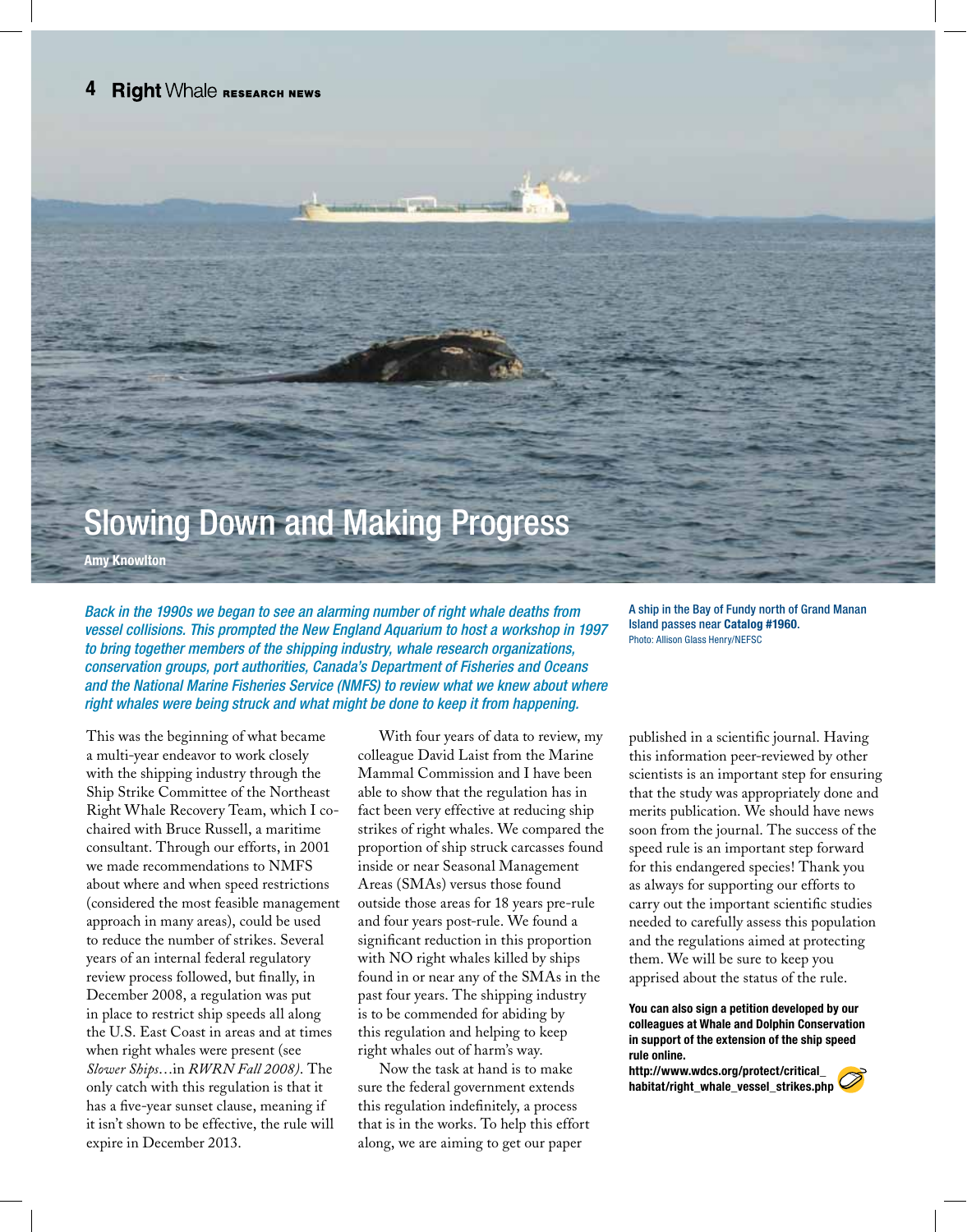# Slowing Down and Making Progress

**Amy Knowlton**

A ship in the Bay of Fundy north of Grand Manan Island passes near **Catalog #1960**.
Photo: Allison Glass Henry/NEFSC

*Back in the 1990s we began to see an alarming number of right whale deaths from vessel collisions. This prompted the New England Aquarium to host a workshop in 1997 to bring together members of the shipping industry, whale research organizations, conservation groups, port authorities, Canada's Department of Fisheries and Oceans and the National Marine Fisheries Service (NMFS) to review what we knew about where right whales were being struck and what might be done to keep it from happening.*

This was the beginning of what became a multi-year endeavor to work closely with the shipping industry through the Ship Strike Committee of the Northeast Right Whale Recovery Team, which I co-chaired with Bruce Russell, a maritime consultant. Through our efforts, in 2001 we made recommendations to NMFS about where and when speed restrictions (considered the most feasible management approach in many areas), could be used to reduce the number of strikes. Several years of an internal federal regulatory review process followed, but finally, in December 2008, a regulation was put in place to restrict ship speeds all along the U.S. East Coast in areas and at times when right whales were present (see *Slower Ships*…in *RWRN Fall 2008)*. The only catch with this regulation is that it has a five-year sunset clause, meaning if it isn't shown to be effective, the rule will expire in December 2013.

With four years of data to review, my colleague David Laist from the Marine Mammal Commission and I have been able to show that the regulation has in fact been very effective at reducing ship strikes of right whales. We compared the proportion of ship struck carcasses found inside or near Seasonal Management Areas (SMAs) versus those found outside those areas for 18 years pre-rule and four years post-rule. We found a significant reduction in this proportion with NO right whales killed by ships found in or near any of the SMAs in the past four years. The shipping industry is to be commended for abiding by this regulation and helping to keep right whales out of harm's way.

Now the task at hand is to make sure the federal government extends this regulation indefinitely, a process that is in the works. To help this effort along, we are aiming to get our paper published in a scientific journal. Having this information peer-reviewed by other scientists is an important step for ensuring that the study was appropriately done and merits publication. We should have news soon from the journal. The success of the speed rule is an important step forward for this endangered species! Thank you as always for supporting our efforts to carry out the important scientific studies needed to carefully assess this population and the regulations aimed at protecting them. We will be sure to keep you apprised about the status of the rule.

**You can also sign a petition developed by our colleagues at Whale and Dolphin Conservation in support of the extension of the ship speed rule online.**
**http://www.wdcs.org/protect/critical_habitat/right_whale_vessel_strikes.php**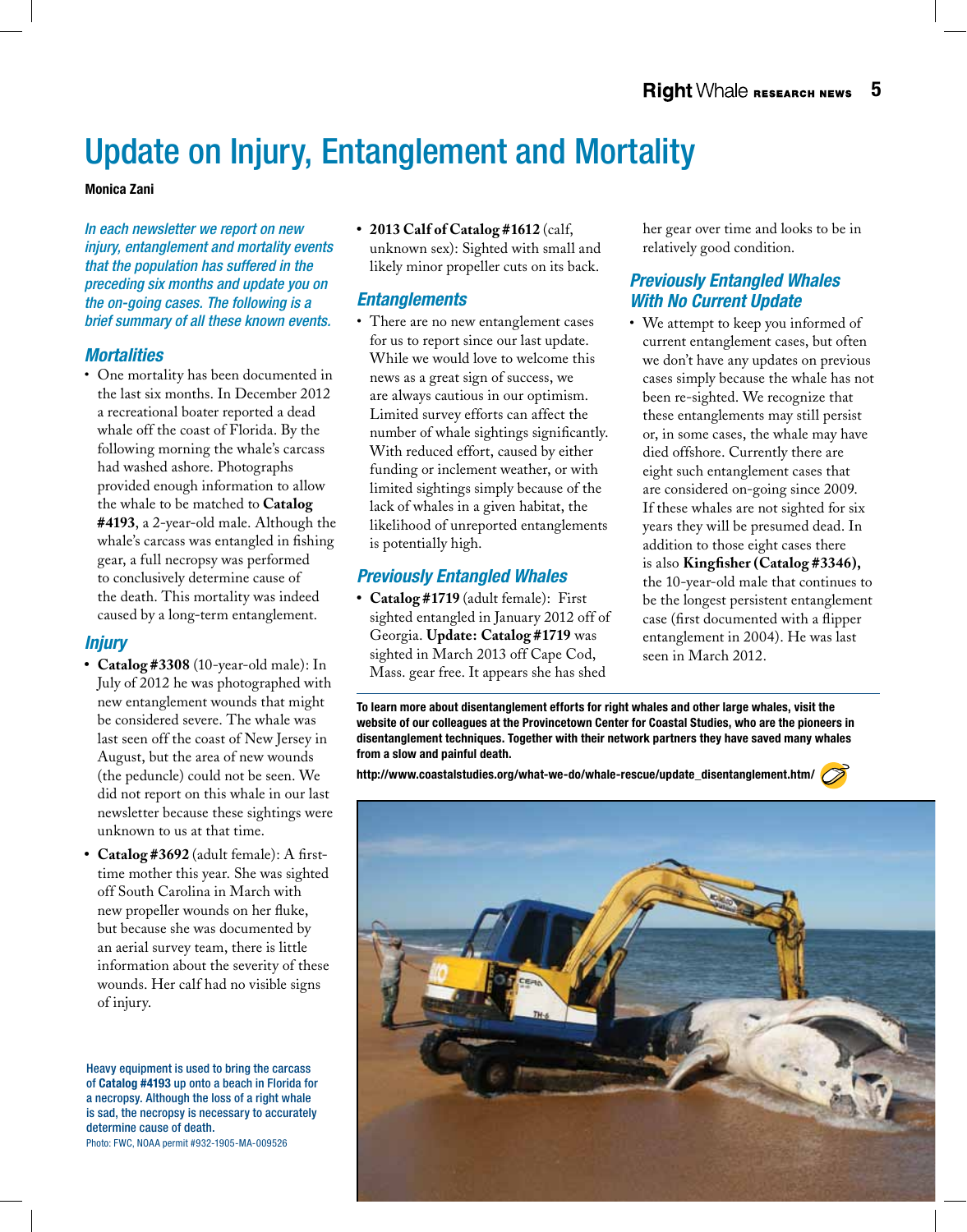# Update on Injury, Entanglement and Mortality

**Monica Zani**

*In each newsletter we report on new injury, entanglement and mortality events that the population has suffered in the preceding six months and update you on the on-going cases. The following is a brief summary of all these known events.*

## Mortalities

- One mortality has been documented in the last six months. In December 2012 a recreational boater reported a dead whale off the coast of Florida. By the following morning the whale's carcass had washed ashore. Photographs provided enough information to allow the whale to be matched to **Catalog #4193**, a 2-year-old male. Although the whale's carcass was entangled in fishing gear, a full necropsy was performed to conclusively determine cause of the death. This mortality was indeed caused by a long-term entanglement.

## Injury

- **Catalog #3308** (10-year-old male): In July of 2012 he was photographed with new entanglement wounds that might be considered severe. The whale was last seen off the coast of New Jersey in August, but the area of new wounds (the peduncle) could not be seen. We did not report on this whale in our last newsletter because these sightings were unknown to us at that time.
- **Catalog #3692** (adult female): A first-time mother this year. She was sighted off South Carolina in March with new propeller wounds on her fluke, but because she was documented by an aerial survey team, there is little information about the severity of these wounds. Her calf had no visible signs of injury.
- **2013 Calf of Catalog #1612** (calf, unknown sex): Sighted with small and likely minor propeller cuts on its back.

## Entanglements

- There are no new entanglement cases for us to report since our last update. While we would love to welcome this news as a great sign of success, we are always cautious in our optimism. Limited survey efforts can affect the number of whale sightings significantly. With reduced effort, caused by either funding or inclement weather, or with limited sightings simply because of the lack of whales in a given habitat, the likelihood of unreported entanglements is potentially high.

## Previously Entangled Whales

- **Catalog #1719** (adult female): First sighted entangled in January 2012 off of Georgia. **Update: Catalog #1719** was sighted in March 2013 off Cape Cod, Mass. gear free. It appears she has shed her gear over time and looks to be in relatively good condition.

## Previously Entangled Whales With No Current Update

- We attempt to keep you informed of current entanglement cases, but often we don't have any updates on previous cases simply because the whale has not been re-sighted. We recognize that these entanglements may still persist or, in some cases, the whale may have died offshore. Currently there are eight such entanglement cases that are considered on-going since 2009. If these whales are not sighted for six years they will be presumed dead. In addition to those eight cases there is also **Kingfisher (Catalog #3346),** the 10-year-old male that continues to be the longest persistent entanglement case (first documented with a flipper entanglement in 2004). He was last seen in March 2012.

**To learn more about disentanglement efforts for right whales and other large whales, visit the website of our colleagues at the Provincetown Center for Coastal Studies, who are the pioneers in disentanglement techniques. Together with their network partners they have saved many whales from a slow and painful death.**

**http://www.coastalstudies.org/what-we-do/whale-rescue/update_disentanglement.htm/**

Heavy equipment is used to bring the carcass of **Catalog #4193** up onto a beach in Florida for a necropsy. Although the loss of a right whale is sad, the necropsy is necessary to accurately determine cause of death.

Photo: FWC, NOAA permit #932-1905-MA-009526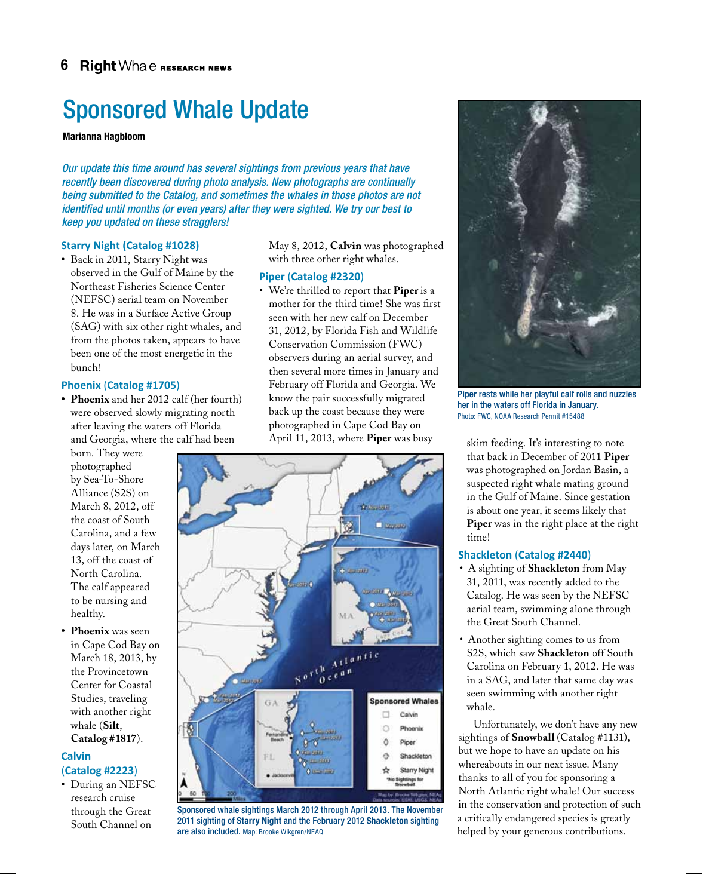# Sponsored Whale Update

**Marianna Hagbloom**

*Our update this time around has several sightings from previous years that have recently been discovered during photo analysis. New photographs are continually being submitted to the Catalog, and sometimes the whales in those photos are not identified until months (or even years) after they were sighted. We try our best to keep you updated on these stragglers!*

### Starry Night (Catalog #1028)

- Back in 2011, Starry Night was observed in the Gulf of Maine by the Northeast Fisheries Science Center (NEFSC) aerial team on November 8. He was in a Surface Active Group (SAG) with six other right whales, and from the photos taken, appears to have been one of the most energetic in the bunch!

### Phoenix (Catalog #1705)

- **Phoenix** and her 2012 calf (her fourth) were observed slowly migrating north after leaving the waters off Florida and Georgia, where the calf had been born. They were photographed by Sea-To-Shore Alliance (S2S) on March 8, 2012, off the coast of South Carolina, and a few days later, on March 13, off the coast of North Carolina. The calf appeared to be nursing and healthy.
- **Phoenix** was seen in Cape Cod Bay on March 18, 2013, by the Provincetown Center for Coastal Studies, traveling with another right whale (**Silt, Catalog #1817**).

### Calvin (Catalog #2223)

- During an NEFSC research cruise through the Great South Channel on May 8, 2012, **Calvin** was photographed with three other right whales.

### Piper (Catalog #2320)

- We're thrilled to report that **Piper** is a mother for the third time! She was first seen with her new calf on December 31, 2012, by Florida Fish and Wildlife Conservation Commission (FWC) observers during an aerial survey, and then several more times in January and February off Florida and Georgia. We know the pair successfully migrated back up the coast because they were photographed in Cape Cod Bay on April 11, 2013, where **Piper** was busy skim feeding. It's interesting to note that back in December of 2011 **Piper** was photographed on Jordan Basin, a suspected right whale mating ground in the Gulf of Maine. Since gestation is about one year, it seems likely that **Piper** was in the right place at the right time!

**Piper** rests while her playful calf rolls and nuzzles her in the waters off Florida in January. Photo: FWC, NOAA Research Permit #15488

Sponsored Whales: Calvin, Phoenix, Piper, Shackleton, Starry Night. *No Sightings for Snowball

Sponsored whale sightings March 2012 through April 2013. The November 2011 sighting of **Starry Night** and the February 2012 **Shackleton** sighting are also included. Map: Brooke Wikgren/NEAQ

### Shackleton (Catalog #2440)

- A sighting of **Shackleton** from May 31, 2011, was recently added to the Catalog. He was seen by the NEFSC aerial team, swimming alone through the Great South Channel.
- Another sighting comes to us from S2S, which saw **Shackleton** off South Carolina on February 1, 2012. He was in a SAG, and later that same day was seen swimming with another right whale.

Unfortunately, we don't have any new sightings of **Snowball** (Catalog #1131), but we hope to have an update on his whereabouts in our next issue. Many thanks to all of you for sponsoring a North Atlantic right whale! Our success in the conservation and protection of such a critically endangered species is greatly helped by your generous contributions.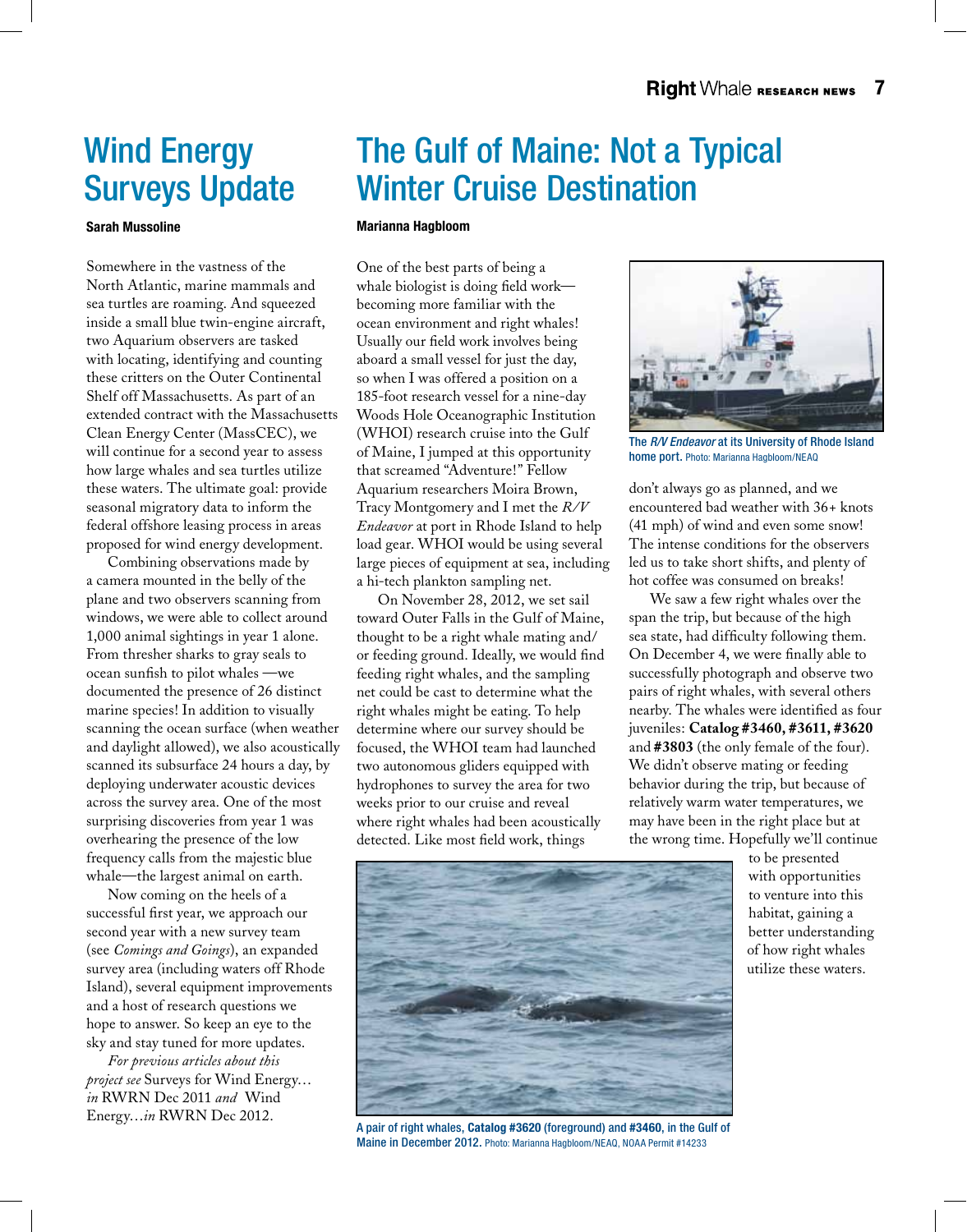# Wind Energy Surveys Update

**Sarah Mussoline**

Somewhere in the vastness of the North Atlantic, marine mammals and sea turtles are roaming. And squeezed inside a small blue twin-engine aircraft, two Aquarium observers are tasked with locating, identifying and counting these critters on the Outer Continental Shelf off Massachusetts. As part of an extended contract with the Massachusetts Clean Energy Center (MassCEC), we will continue for a second year to assess how large whales and sea turtles utilize these waters. The ultimate goal: provide seasonal migratory data to inform the federal offshore leasing process in areas proposed for wind energy development.

Combining observations made by a camera mounted in the belly of the plane and two observers scanning from windows, we were able to collect around 1,000 animal sightings in year 1 alone. From thresher sharks to gray seals to ocean sunfish to pilot whales —we documented the presence of 26 distinct marine species! In addition to visually scanning the ocean surface (when weather and daylight allowed), we also acoustically scanned its subsurface 24 hours a day, by deploying underwater acoustic devices across the survey area. One of the most surprising discoveries from year 1 was overhearing the presence of the low frequency calls from the majestic blue whale—the largest animal on earth.

Now coming on the heels of a successful first year, we approach our second year with a new survey team (see *Comings and Goings*), an expanded survey area (including waters off Rhode Island), several equipment improvements and a host of research questions we hope to answer. So keep an eye to the sky and stay tuned for more updates.

*For previous articles about this project see* Surveys for Wind Energy… *in* RWRN Dec 2011 *and* Wind Energy…*in* RWRN Dec 2012.

# The Gulf of Maine: Not a Typical Winter Cruise Destination

**Marianna Hagbloom**

One of the best parts of being a whale biologist is doing field work—becoming more familiar with the ocean environment and right whales! Usually our field work involves being aboard a small vessel for just the day, so when I was offered a position on a 185-foot research vessel for a nine-day Woods Hole Oceanographic Institution (WHOI) research cruise into the Gulf of Maine, I jumped at this opportunity that screamed "Adventure!" Fellow Aquarium researchers Moira Brown, Tracy Montgomery and I met the *R/V Endeavor* at port in Rhode Island to help load gear. WHOI would be using several large pieces of equipment at sea, including a hi-tech plankton sampling net.

On November 28, 2012, we set sail toward Outer Falls in the Gulf of Maine, thought to be a right whale mating and/or feeding ground. Ideally, we would find feeding right whales, and the sampling net could be cast to determine what the right whales might be eating. To help determine where our survey should be focused, the WHOI team had launched two autonomous gliders equipped with hydrophones to survey the area for two weeks prior to our cruise and reveal where right whales had been acoustically detected. Like most field work, things don't always go as planned, and we encountered bad weather with 36+ knots (41 mph) of wind and even some snow! The intense conditions for the observers led us to take short shifts, and plenty of hot coffee was consumed on breaks!

The *R/V Endeavor* at its University of Rhode Island home port. Photo: Marianna Hagbloom/NEAQ

We saw a few right whales over the span the trip, but because of the high sea state, had difficulty following them. On December 4, we were finally able to successfully photograph and observe two pairs of right whales, with several others nearby. The whales were identified as four juveniles: **Catalog #3460, #3611, #3620** and **#3803** (the only female of the four). We didn't observe mating or feeding behavior during the trip, but because of relatively warm water temperatures, we may have been in the right place but at the wrong time. Hopefully we'll continue to be presented with opportunities to venture into this habitat, gaining a better understanding of how right whales utilize these waters.

A pair of right whales, **Catalog #3620** (foreground) and **#3460**, in the Gulf of Maine in December 2012. Photo: Marianna Hagbloom/NEAQ, NOAA Permit #14233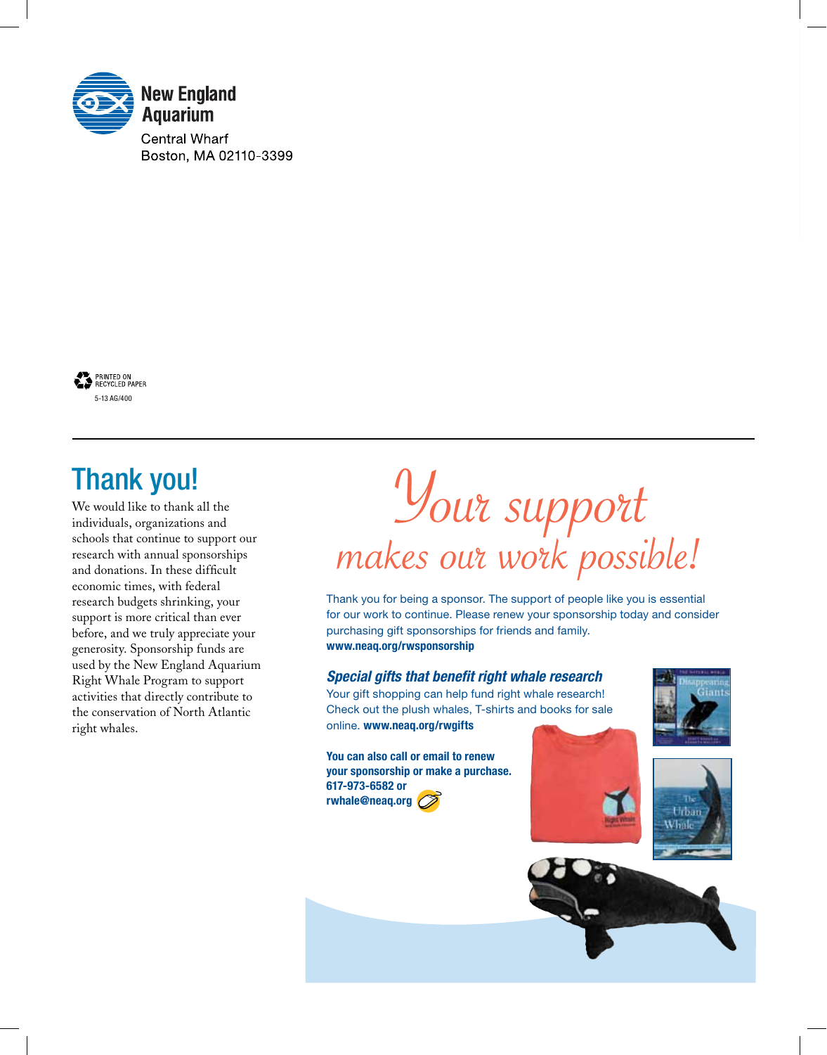**New England Aquarium**

Central Wharf
Boston, MA 02110-3399

PRINTED ON RECYCLED PAPER
5-13 AG/400

## Thank you!

We would like to thank all the individuals, organizations and schools that continue to support our research with annual sponsorships and donations. In these difficult economic times, with federal research budgets shrinking, your support is more critical than ever before, and we truly appreciate your generosity. Sponsorship funds are used by the New England Aquarium Right Whale Program to support activities that directly contribute to the conservation of North Atlantic right whales.

# *Your support makes our work possible!*

Thank you for being a sponsor. The support of people like you is essential for our work to continue. Please renew your sponsorship today and consider purchasing gift sponsorships for friends and family.
**www.neaq.org/rwsponsorship**

### *Special gifts that benefit right whale research*

Your gift shopping can help fund right whale research! Check out the plush whales, T-shirts and books for sale online. **www.neaq.org/rwgifts**

**You can also call or email to renew your sponsorship or make a purchase. 617-973-6582 or rwhale@neaq.org**